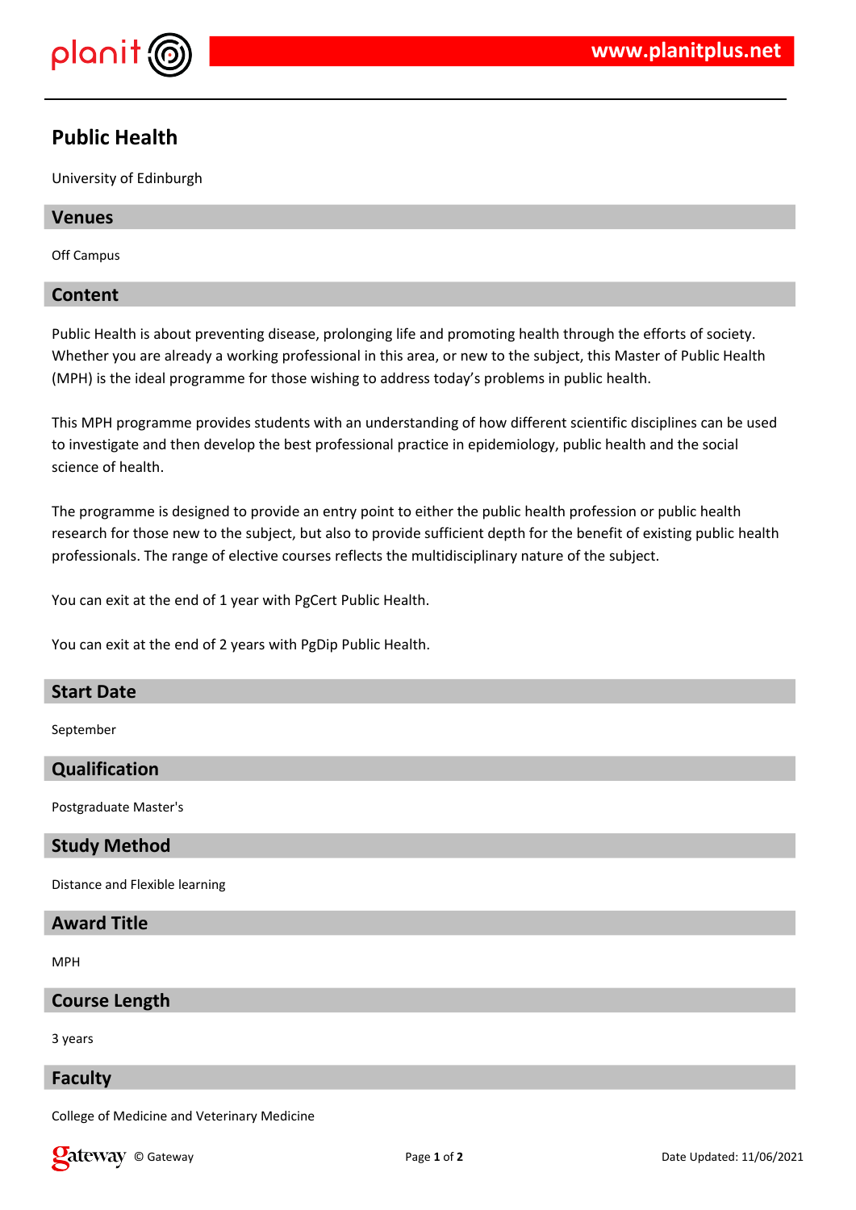# Public Health

University of Edinburgh

## Venues

Off Campus

## Content

Public Health is about preventing disease, prolonging life and promoting health through the efforts of society. Whether you are already a working professional in this area, or new to the subject, this Master of Public Health (MPH) is the ideal programme for those wishing to address today's problems in public health.

This MPH programme provides students with an understanding of how different scientific disciplines can be used to investigate and then develop the best professional practice in epidemiology, public health and the social science of health.

The programme is designed to provide an entry point to either the public health profession or public health research for those new to the subject, but also to provide sufficient depth for the benefit of existing public health professionals. The range of elective courses reflects the multidisciplinary nature of the subject.

You can exit at the end of 1 year with PgCert Public Health.

You can exit at the end of 2 years with PgDip Public Health.

## Start Date

September

## Qualification

Postgraduate Master's

## Study Method

Distance and Flexible learning

## Award Title

MPH

## Course Length

3 years

## Faculty

College of Medicine and Veterinary Medicine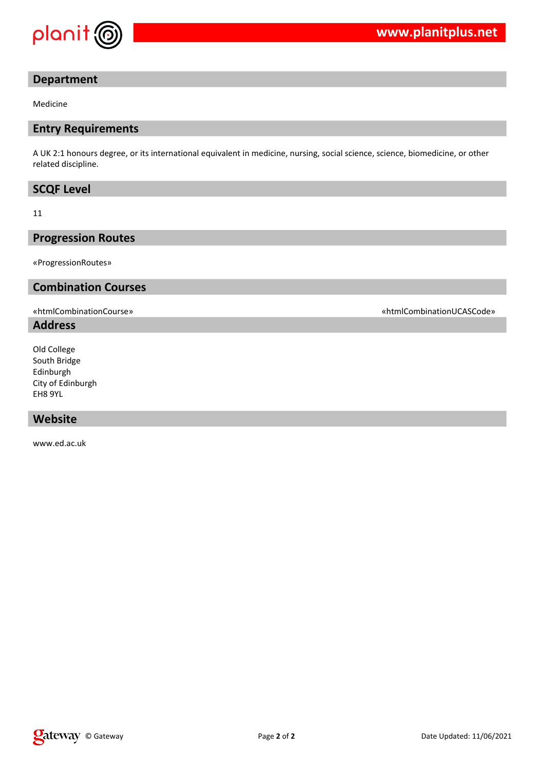## Department

Medicine

## Entry Requirements

A UK 2:1 honours degree, or its international equivalent in medicine, nursing, social science, science, biomedicine, or other related discipline.

## SCQF Level

11

## Progression Routes

«ProgressionRoutes»

## Combination Courses

«htmlCombinationCourse» «htmlCombinationUCASCode»

## Address

Old College
South Bridge
Edinburgh
City of Edinburgh
EH8 9YL

## Website

www.ed.ac.uk